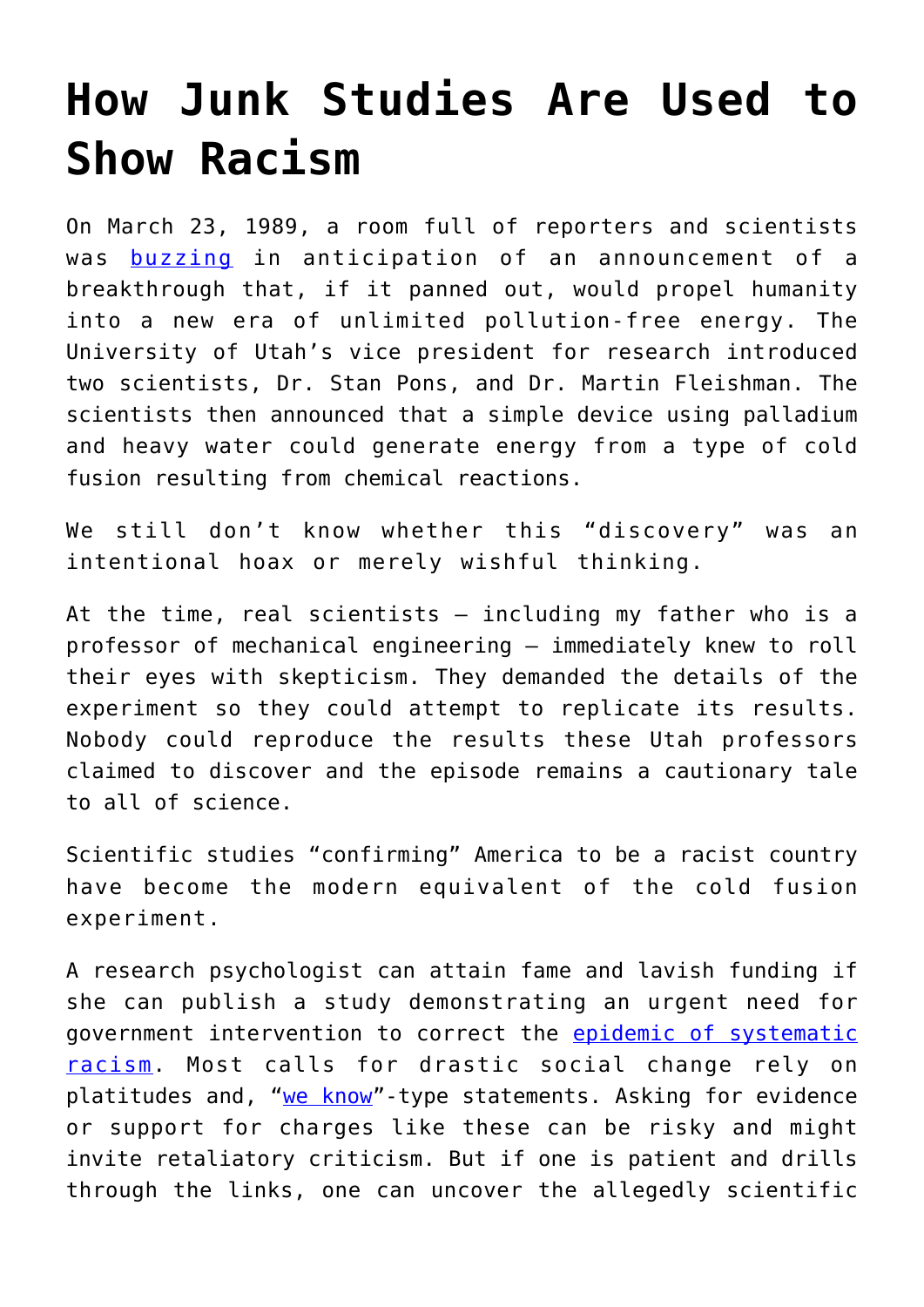# How Junk Studies Are Used to Show Racism

On March 23, 1989, a room full of reporters and scientists was buzzing in anticipation of an announcement of a breakthrough that, if it panned out, would propel humanity into a new era of unlimited pollution-free energy. The University of Utah's vice president for research introduced two scientists, Dr. Stan Pons, and Dr. Martin Fleishman. The scientists then announced that a simple device using palladium and heavy water could generate energy from a type of cold fusion resulting from chemical reactions.

We still don't know whether this "discovery" was an intentional hoax or merely wishful thinking.

At the time, real scientists – including my father who is a professor of mechanical engineering – immediately knew to roll their eyes with skepticism. They demanded the details of the experiment so they could attempt to replicate its results. Nobody could reproduce the results these Utah professors claimed to discover and the episode remains a cautionary tale to all of science.

Scientific studies "confirming" America to be a racist country have become the modern equivalent of the cold fusion experiment.

A research psychologist can attain fame and lavish funding if she can publish a study demonstrating an urgent need for government intervention to correct the epidemic of systematic racism. Most calls for drastic social change rely on platitudes and, "we know"-type statements. Asking for evidence or support for charges like these can be risky and might invite retaliatory criticism. But if one is patient and drills through the links, one can uncover the allegedly scientific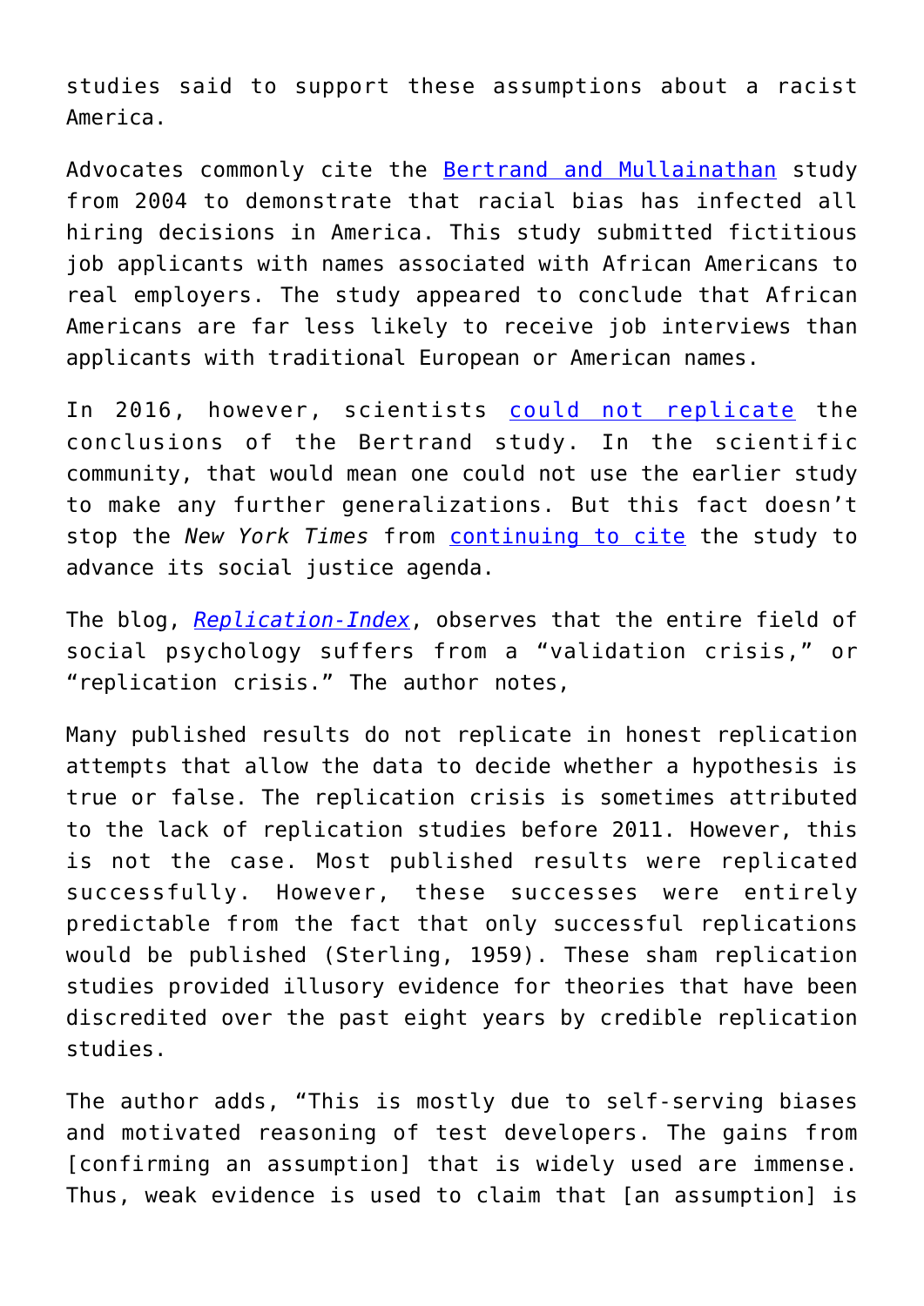studies said to support these assumptions about a racist America.

Advocates commonly cite the Bertrand and Mullainathan study from 2004 to demonstrate that racial bias has infected all hiring decisions in America. This study submitted fictitious job applicants with names associated with African Americans to real employers. The study appeared to conclude that African Americans are far less likely to receive job interviews than applicants with traditional European or American names.

In 2016, however, scientists could not replicate the conclusions of the Bertrand study. In the scientific community, that would mean one could not use the earlier study to make any further generalizations. But this fact doesn't stop the *New York Times* from continuing to cite the study to advance its social justice agenda.

The blog, *Replication-Index*, observes that the entire field of social psychology suffers from a "validation crisis," or "replication crisis." The author notes,

Many published results do not replicate in honest replication attempts that allow the data to decide whether a hypothesis is true or false. The replication crisis is sometimes attributed to the lack of replication studies before 2011. However, this is not the case. Most published results were replicated successfully. However, these successes were entirely predictable from the fact that only successful replications would be published (Sterling, 1959). These sham replication studies provided illusory evidence for theories that have been discredited over the past eight years by credible replication studies.

The author adds, "This is mostly due to self-serving biases and motivated reasoning of test developers. The gains from [confirming an assumption] that is widely used are immense. Thus, weak evidence is used to claim that [an assumption] is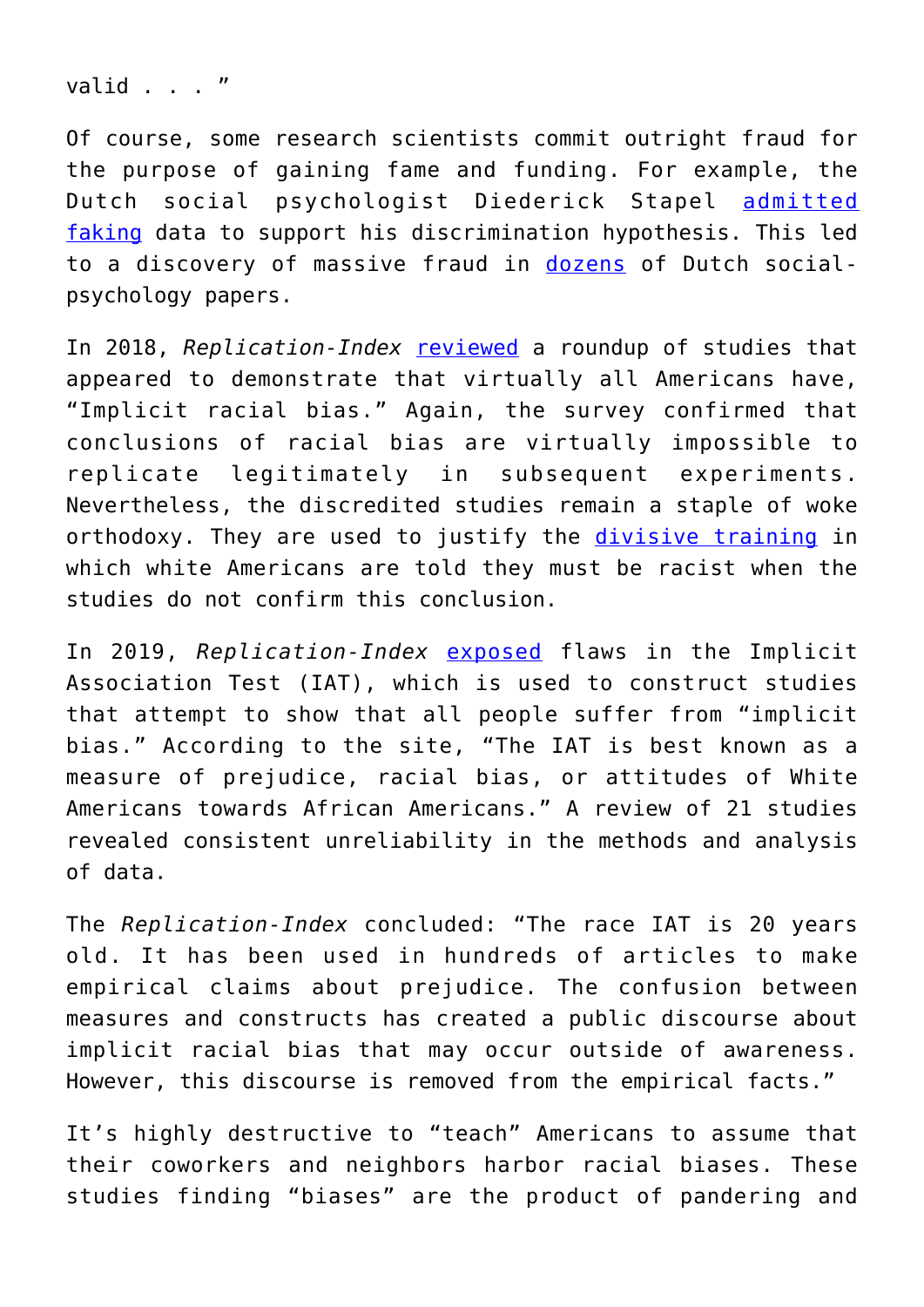valid . . . "

Of course, some research scientists commit outright fraud for the purpose of gaining fame and funding. For example, the Dutch social psychologist Diederick Stapel admitted faking data to support his discrimination hypothesis. This led to a discovery of massive fraud in dozens of Dutch social-psychology papers.

In 2018, *Replication-Index* reviewed a roundup of studies that appeared to demonstrate that virtually all Americans have, "Implicit racial bias." Again, the survey confirmed that conclusions of racial bias are virtually impossible to replicate legitimately in subsequent experiments. Nevertheless, the discredited studies remain a staple of woke orthodoxy. They are used to justify the divisive training in which white Americans are told they must be racist when the studies do not confirm this conclusion.

In 2019, *Replication-Index* exposed flaws in the Implicit Association Test (IAT), which is used to construct studies that attempt to show that all people suffer from "implicit bias." According to the site, "The IAT is best known as a measure of prejudice, racial bias, or attitudes of White Americans towards African Americans." A review of 21 studies revealed consistent unreliability in the methods and analysis of data.

The *Replication-Index* concluded: "The race IAT is 20 years old. It has been used in hundreds of articles to make empirical claims about prejudice. The confusion between measures and constructs has created a public discourse about implicit racial bias that may occur outside of awareness. However, this discourse is removed from the empirical facts."

It's highly destructive to "teach" Americans to assume that their coworkers and neighbors harbor racial biases. These studies finding "biases" are the product of pandering and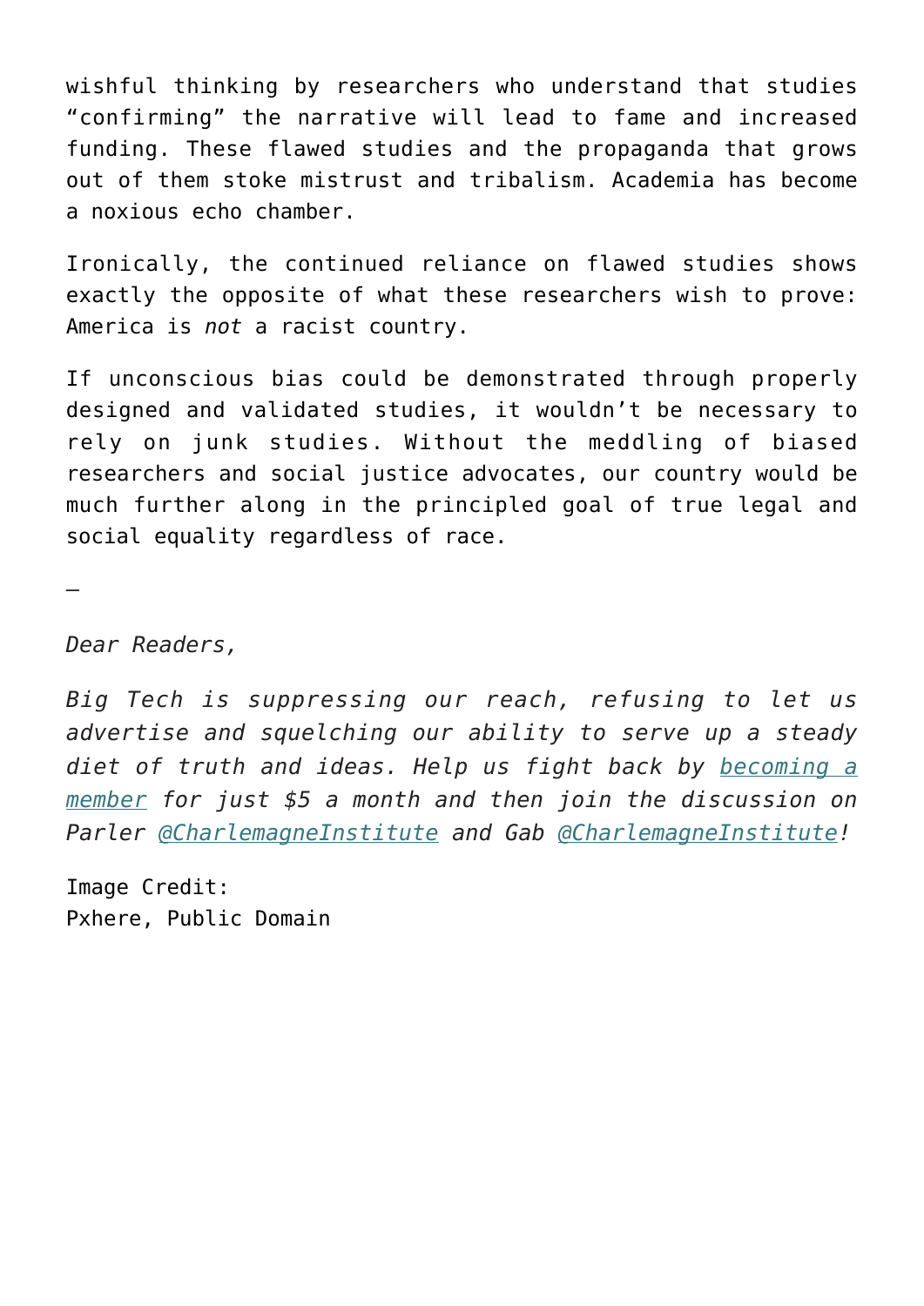wishful thinking by researchers who understand that studies "confirming" the narrative will lead to fame and increased funding. These flawed studies and the propaganda that grows out of them stoke mistrust and tribalism. Academia has become a noxious echo chamber.

Ironically, the continued reliance on flawed studies shows exactly the opposite of what these researchers wish to prove: America is *not* a racist country.

If unconscious bias could be demonstrated through properly designed and validated studies, it wouldn't be necessary to rely on junk studies. Without the meddling of biased researchers and social justice advocates, our country would be much further along in the principled goal of true legal and social equality regardless of race.

—

*Dear Readers,*

*Big Tech is suppressing our reach, refusing to let us advertise and squelching our ability to serve up a steady diet of truth and ideas. Help us fight back by becoming a member for just $5 a month and then join the discussion on Parler @CharlemagneInstitute and Gab @CharlemagneInstitute!*

Image Credit:
Pxhere, Public Domain